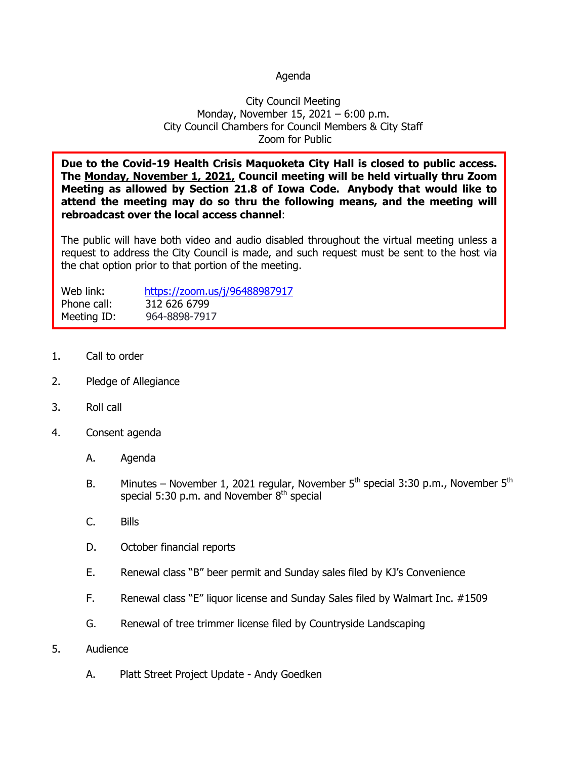Agenda

City Council Meeting
Monday, November 15, 2021 – 6:00 p.m.
City Council Chambers for Council Members & City Staff
Zoom for Public

**Due to the Covid-19 Health Crisis Maquoketa City Hall is closed to public access. The Monday, November 1, 2021, Council meeting will be held virtually thru Zoom Meeting as allowed by Section 21.8 of Iowa Code. Anybody that would like to attend the meeting may do so thru the following means, and the meeting will rebroadcast over the local access channel**:

The public will have both video and audio disabled throughout the virtual meeting unless a request to address the City Council is made, and such request must be sent to the host via the chat option prior to that portion of the meeting.

Web link: https://zoom.us/j/96488987917
Phone call: 312 626 6799
Meeting ID: 964-8898-7917

1. Call to order

2. Pledge of Allegiance

3. Roll call

4. Consent agenda

   A. Agenda

   B. Minutes – November 1, 2021 regular, November 5th special 3:30 p.m., November 5th special 5:30 p.m. and November 8th special

   C. Bills

   D. October financial reports

   E. Renewal class "B" beer permit and Sunday sales filed by KJ's Convenience

   F. Renewal class "E" liquor license and Sunday Sales filed by Walmart Inc. #1509

   G. Renewal of tree trimmer license filed by Countryside Landscaping

5. Audience

   A. Platt Street Project Update - Andy Goedken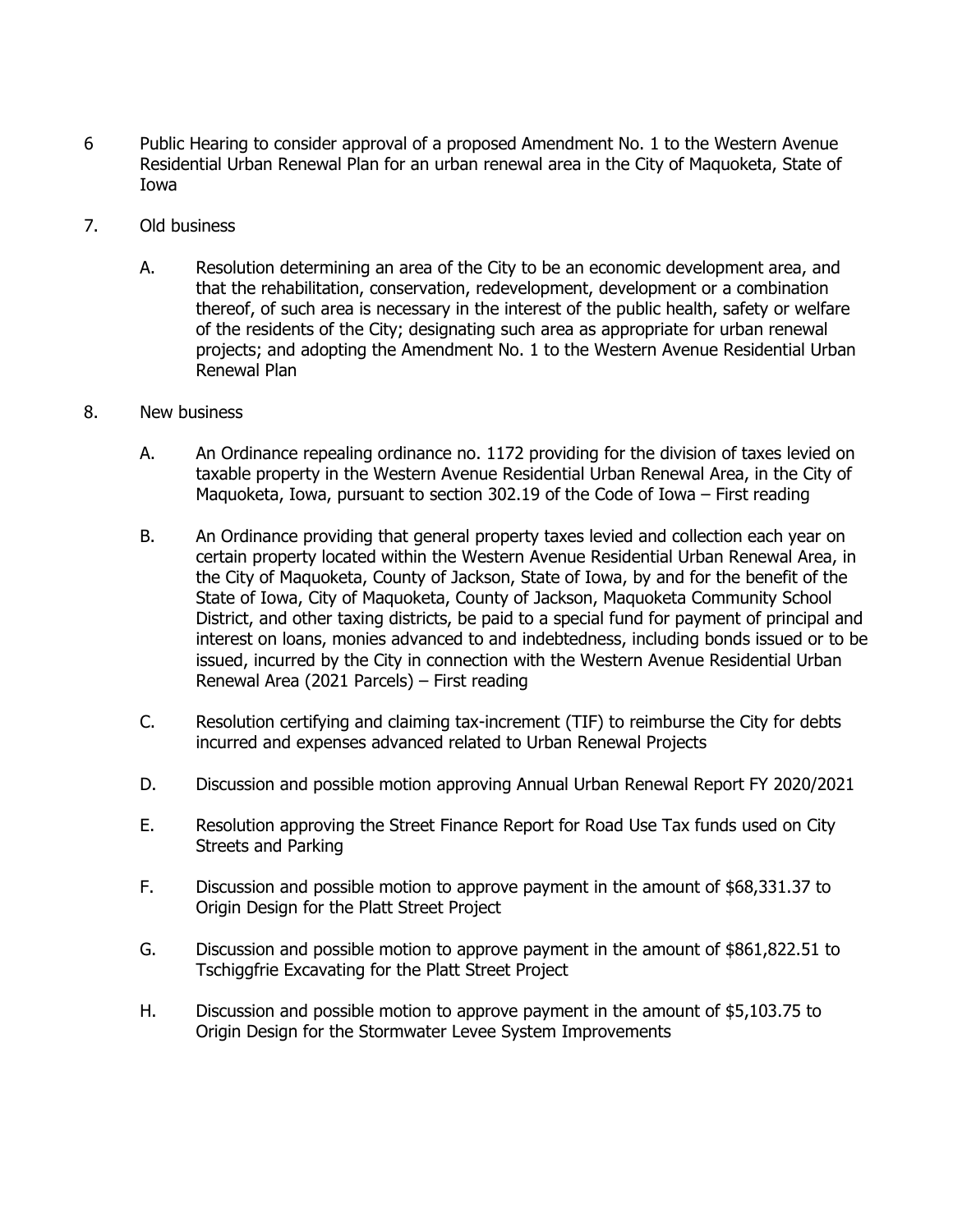6 Public Hearing to consider approval of a proposed Amendment No. 1 to the Western Avenue Residential Urban Renewal Plan for an urban renewal area in the City of Maquoketa, State of Iowa

7. Old business

   A. Resolution determining an area of the City to be an economic development area, and that the rehabilitation, conservation, redevelopment, development or a combination thereof, of such area is necessary in the interest of the public health, safety or welfare of the residents of the City; designating such area as appropriate for urban renewal projects; and adopting the Amendment No. 1 to the Western Avenue Residential Urban Renewal Plan

8. New business

   A. An Ordinance repealing ordinance no. 1172 providing for the division of taxes levied on taxable property in the Western Avenue Residential Urban Renewal Area, in the City of Maquoketa, Iowa, pursuant to section 302.19 of the Code of Iowa – First reading

   B. An Ordinance providing that general property taxes levied and collection each year on certain property located within the Western Avenue Residential Urban Renewal Area, in the City of Maquoketa, County of Jackson, State of Iowa, by and for the benefit of the State of Iowa, City of Maquoketa, County of Jackson, Maquoketa Community School District, and other taxing districts, be paid to a special fund for payment of principal and interest on loans, monies advanced to and indebtedness, including bonds issued or to be issued, incurred by the City in connection with the Western Avenue Residential Urban Renewal Area (2021 Parcels) – First reading

   C. Resolution certifying and claiming tax-increment (TIF) to reimburse the City for debts incurred and expenses advanced related to Urban Renewal Projects

   D. Discussion and possible motion approving Annual Urban Renewal Report FY 2020/2021

   E. Resolution approving the Street Finance Report for Road Use Tax funds used on City Streets and Parking

   F. Discussion and possible motion to approve payment in the amount of $68,331.37 to Origin Design for the Platt Street Project

   G. Discussion and possible motion to approve payment in the amount of $861,822.51 to Tschiggfrie Excavating for the Platt Street Project

   H. Discussion and possible motion to approve payment in the amount of $5,103.75 to Origin Design for the Stormwater Levee System Improvements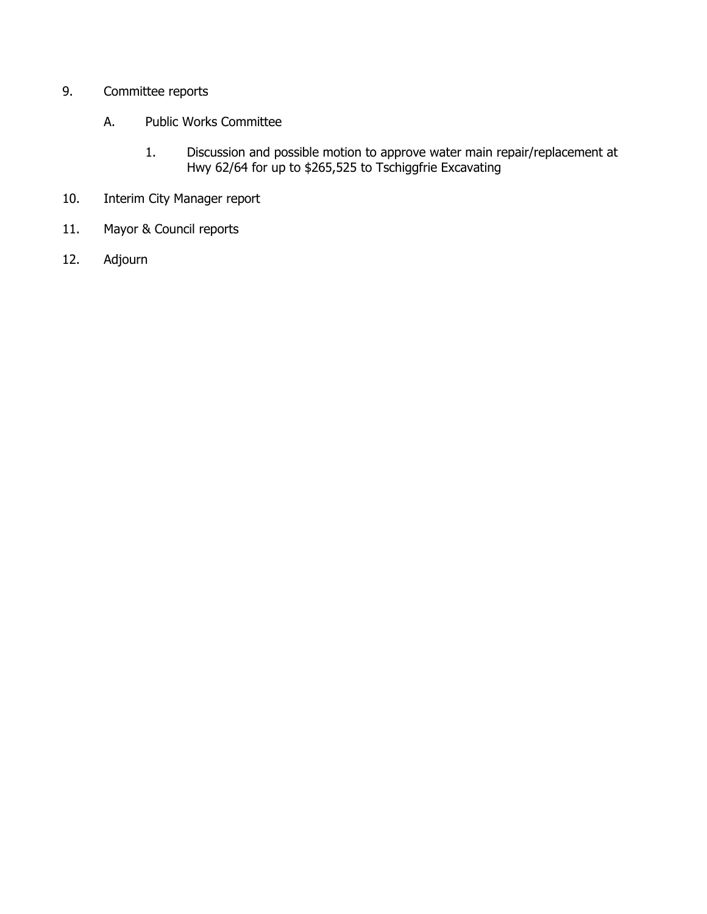9. Committee reports

    A. Public Works Committee

        1. Discussion and possible motion to approve water main repair/replacement at Hwy 62/64 for up to $265,525 to Tschiggfrie Excavating

10. Interim City Manager report

11. Mayor & Council reports

12. Adjourn